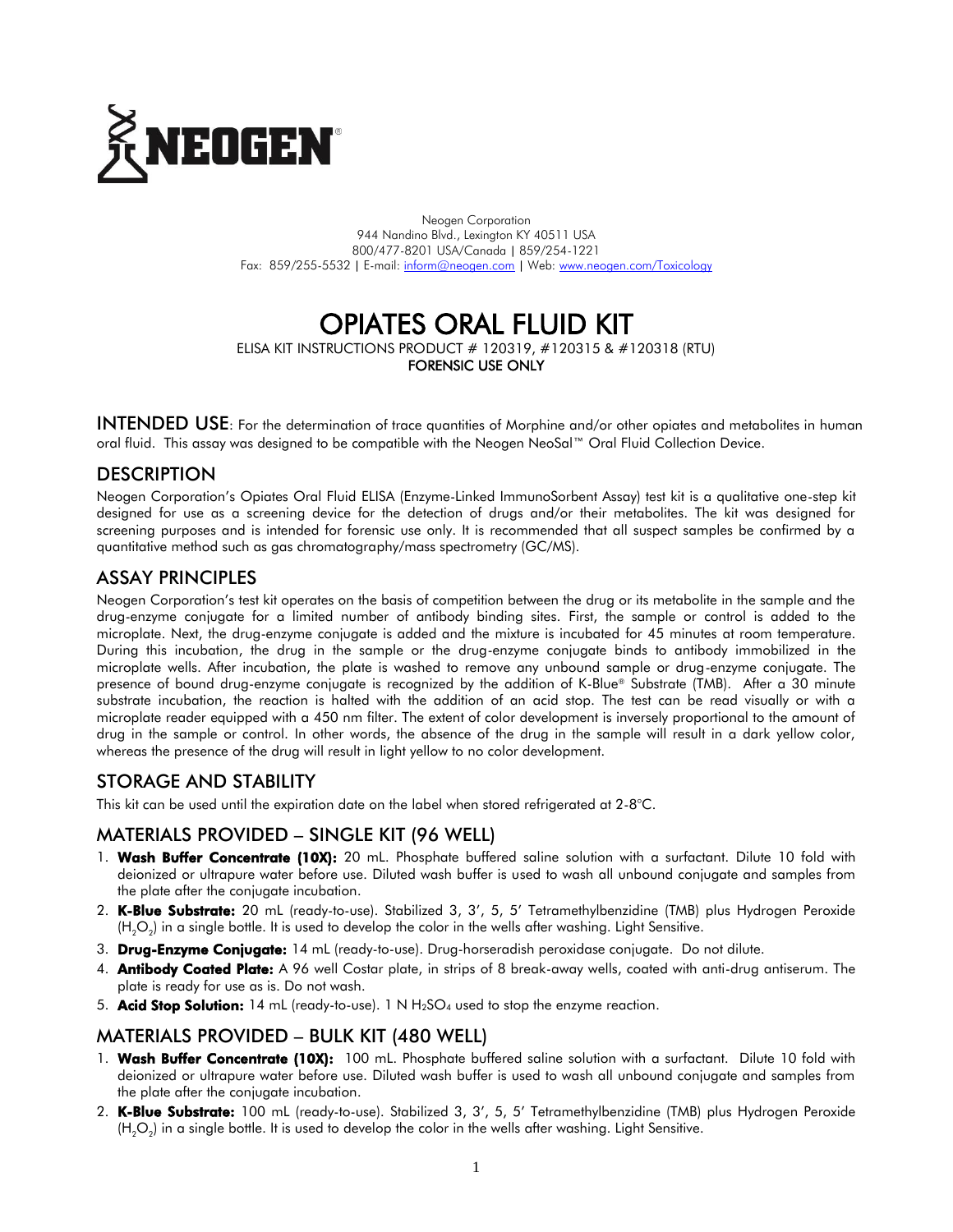NEOGEN®

Neogen Corporation
944 Nandino Blvd., Lexington KY 40511 USA
800/477-8201 USA/Canada | 859/254-1221
Fax: 859/255-5532 | E-mail: inform@neogen.com | Web: www.neogen.com/Toxicology

# OPIATES ORAL FLUID KIT

ELISA KIT INSTRUCTIONS PRODUCT # 120319, #120315 & #120318 (RTU)
**FORENSIC USE ONLY**

## INTENDED USE

For the determination of trace quantities of Morphine and/or other opiates and metabolites in human oral fluid. This assay was designed to be compatible with the Neogen NeoSal™ Oral Fluid Collection Device.

## DESCRIPTION

Neogen Corporation's Opiates Oral Fluid ELISA (Enzyme-Linked ImmunoSorbent Assay) test kit is a qualitative one-step kit designed for use as a screening device for the detection of drugs and/or their metabolites. The kit was designed for screening purposes and is intended for forensic use only. It is recommended that all suspect samples be confirmed by a quantitative method such as gas chromatography/mass spectrometry (GC/MS).

## ASSAY PRINCIPLES

Neogen Corporation's test kit operates on the basis of competition between the drug or its metabolite in the sample and the drug-enzyme conjugate for a limited number of antibody binding sites. First, the sample or control is added to the microplate. Next, the drug-enzyme conjugate is added and the mixture is incubated for 45 minutes at room temperature. During this incubation, the drug in the sample or the drug-enzyme conjugate binds to antibody immobilized in the microplate wells. After incubation, the plate is washed to remove any unbound sample or drug-enzyme conjugate. The presence of bound drug-enzyme conjugate is recognized by the addition of K-Blue® Substrate (TMB). After a 30 minute substrate incubation, the reaction is halted with the addition of an acid stop. The test can be read visually or with a microplate reader equipped with a 450 nm filter. The extent of color development is inversely proportional to the amount of drug in the sample or control. In other words, the absence of the drug in the sample will result in a dark yellow color, whereas the presence of the drug will result in light yellow to no color development.

## STORAGE AND STABILITY

This kit can be used until the expiration date on the label when stored refrigerated at 2-8°C.

## MATERIALS PROVIDED – SINGLE KIT (96 WELL)

1. **Wash Buffer Concentrate (10X):** 20 mL. Phosphate buffered saline solution with a surfactant. Dilute 10 fold with deionized or ultrapure water before use. Diluted wash buffer is used to wash all unbound conjugate and samples from the plate after the conjugate incubation.
2. **K-Blue Substrate:** 20 mL (ready-to-use). Stabilized 3, 3', 5, 5' Tetramethylbenzidine (TMB) plus Hydrogen Peroxide ($H_2O_2$) in a single bottle. It is used to develop the color in the wells after washing. Light Sensitive.
3. **Drug-Enzyme Conjugate:** 14 mL (ready-to-use). Drug-horseradish peroxidase conjugate. Do not dilute.
4. **Antibody Coated Plate:** A 96 well Costar plate, in strips of 8 break-away wells, coated with anti-drug antiserum. The plate is ready for use as is. Do not wash.
5. **Acid Stop Solution:** 14 mL (ready-to-use). 1 N $H_2SO_4$ used to stop the enzyme reaction.

## MATERIALS PROVIDED – BULK KIT (480 WELL)

1. **Wash Buffer Concentrate (10X):** 100 mL. Phosphate buffered saline solution with a surfactant. Dilute 10 fold with deionized or ultrapure water before use. Diluted wash buffer is used to wash all unbound conjugate and samples from the plate after the conjugate incubation.
2. **K-Blue Substrate:** 100 mL (ready-to-use). Stabilized 3, 3', 5, 5' Tetramethylbenzidine (TMB) plus Hydrogen Peroxide ($H_2O_2$) in a single bottle. It is used to develop the color in the wells after washing. Light Sensitive.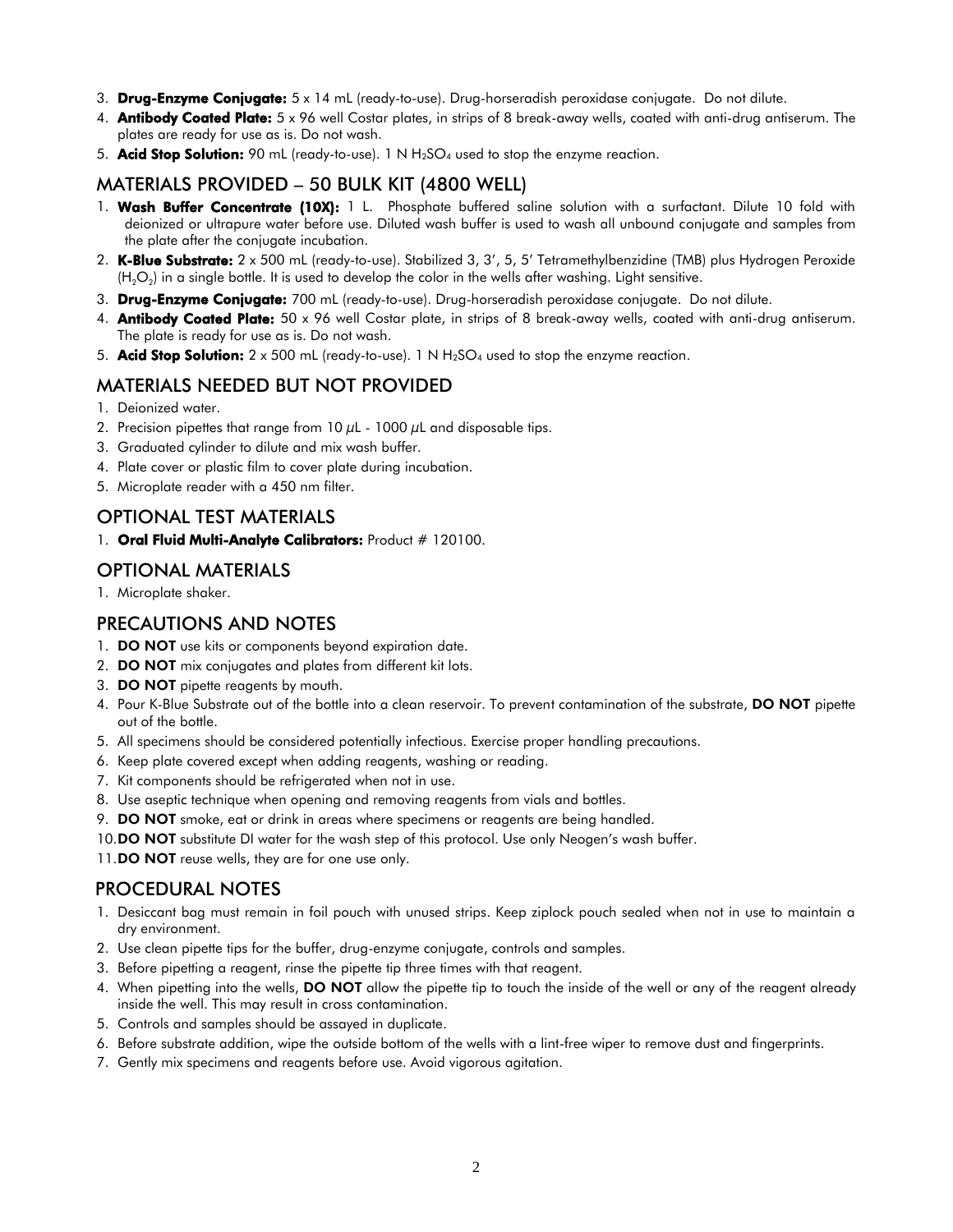3. **Drug-Enzyme Conjugate:** 5 x 14 mL (ready-to-use). Drug-horseradish peroxidase conjugate. Do not dilute.
4. **Antibody Coated Plate:** 5 x 96 well Costar plates, in strips of 8 break-away wells, coated with anti-drug antiserum. The plates are ready for use as is. Do not wash.
5. **Acid Stop Solution:** 90 mL (ready-to-use). 1 N $H_2SO_4$ used to stop the enzyme reaction.

## MATERIALS PROVIDED – 50 BULK KIT (4800 WELL)

1. **Wash Buffer Concentrate (10X):** 1 L. Phosphate buffered saline solution with a surfactant. Dilute 10 fold with deionized or ultrapure water before use. Diluted wash buffer is used to wash all unbound conjugate and samples from the plate after the conjugate incubation.
2. **K-Blue Substrate:** 2 x 500 mL (ready-to-use). Stabilized 3, 3', 5, 5' Tetramethylbenzidine (TMB) plus Hydrogen Peroxide ($H_2O_2$) in a single bottle. It is used to develop the color in the wells after washing. Light sensitive.
3. **Drug-Enzyme Conjugate:** 700 mL (ready-to-use). Drug-horseradish peroxidase conjugate. Do not dilute.
4. **Antibody Coated Plate:** 50 x 96 well Costar plate, in strips of 8 break-away wells, coated with anti-drug antiserum. The plate is ready for use as is. Do not wash.
5. **Acid Stop Solution:** 2 x 500 mL (ready-to-use). 1 N $H_2SO_4$ used to stop the enzyme reaction.

## MATERIALS NEEDED BUT NOT PROVIDED

1. Deionized water.
2. Precision pipettes that range from 10 $\mu$L - 1000 $\mu$L and disposable tips.
3. Graduated cylinder to dilute and mix wash buffer.
4. Plate cover or plastic film to cover plate during incubation.
5. Microplate reader with a 450 nm filter.

## OPTIONAL TEST MATERIALS

1. **Oral Fluid Multi-Analyte Calibrators:** Product # 120100.

## OPTIONAL MATERIALS

1. Microplate shaker.

## PRECAUTIONS AND NOTES

1. **DO NOT** use kits or components beyond expiration date.
2. **DO NOT** mix conjugates and plates from different kit lots.
3. **DO NOT** pipette reagents by mouth.
4. Pour K-Blue Substrate out of the bottle into a clean reservoir. To prevent contamination of the substrate, **DO NOT** pipette out of the bottle.
5. All specimens should be considered potentially infectious. Exercise proper handling precautions.
6. Keep plate covered except when adding reagents, washing or reading.
7. Kit components should be refrigerated when not in use.
8. Use aseptic technique when opening and removing reagents from vials and bottles.
9. **DO NOT** smoke, eat or drink in areas where specimens or reagents are being handled.
10. **DO NOT** substitute DI water for the wash step of this protocol. Use only Neogen's wash buffer.
11. **DO NOT** reuse wells, they are for one use only.

## PROCEDURAL NOTES

1. Desiccant bag must remain in foil pouch with unused strips. Keep ziplock pouch sealed when not in use to maintain a dry environment.
2. Use clean pipette tips for the buffer, drug-enzyme conjugate, controls and samples.
3. Before pipetting a reagent, rinse the pipette tip three times with that reagent.
4. When pipetting into the wells, **DO NOT** allow the pipette tip to touch the inside of the well or any of the reagent already inside the well. This may result in cross contamination.
5. Controls and samples should be assayed in duplicate.
6. Before substrate addition, wipe the outside bottom of the wells with a lint-free wiper to remove dust and fingerprints.
7. Gently mix specimens and reagents before use. Avoid vigorous agitation.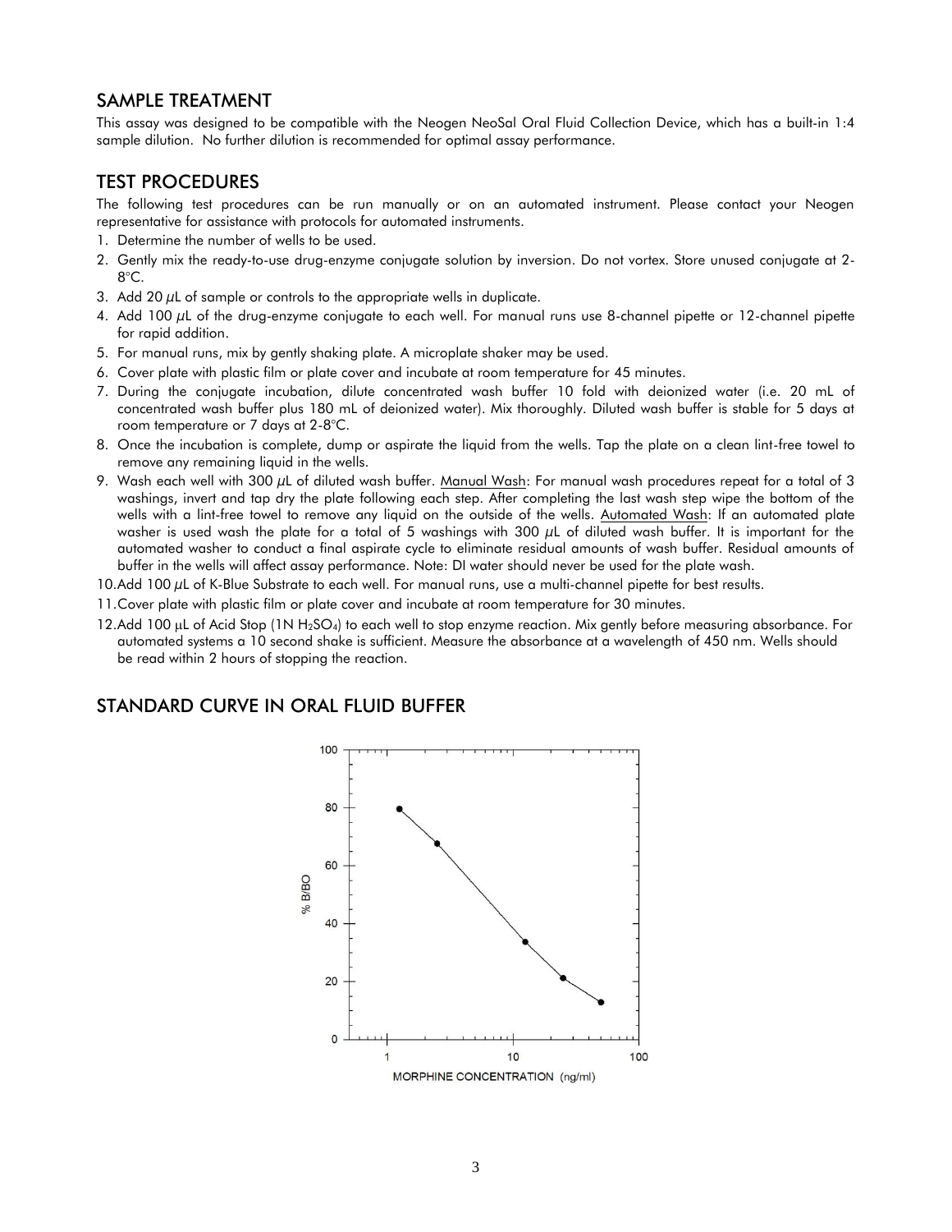## SAMPLE TREATMENT

This assay was designed to be compatible with the Neogen NeoSal Oral Fluid Collection Device, which has a built-in 1:4 sample dilution. No further dilution is recommended for optimal assay performance.

## TEST PROCEDURES

The following test procedures can be run manually or on an automated instrument. Please contact your Neogen representative for assistance with protocols for automated instruments.

1. Determine the number of wells to be used.
2. Gently mix the ready-to-use drug-enzyme conjugate solution by inversion. Do not vortex. Store unused conjugate at 2-8°C.
3. Add 20 µL of sample or controls to the appropriate wells in duplicate.
4. Add 100 µL of the drug-enzyme conjugate to each well. For manual runs use 8-channel pipette or 12-channel pipette for rapid addition.
5. For manual runs, mix by gently shaking plate. A microplate shaker may be used.
6. Cover plate with plastic film or plate cover and incubate at room temperature for 45 minutes.
7. During the conjugate incubation, dilute concentrated wash buffer 10 fold with deionized water (i.e. 20 mL of concentrated wash buffer plus 180 mL of deionized water). Mix thoroughly. Diluted wash buffer is stable for 5 days at room temperature or 7 days at 2-8°C.
8. Once the incubation is complete, dump or aspirate the liquid from the wells. Tap the plate on a clean lint-free towel to remove any remaining liquid in the wells.
9. Wash each well with 300 µL of diluted wash buffer. Manual Wash: For manual wash procedures repeat for a total of 3 washings, invert and tap dry the plate following each step. After completing the last wash step wipe the bottom of the wells with a lint-free towel to remove any liquid on the outside of the wells. Automated Wash: If an automated plate washer is used wash the plate for a total of 5 washings with 300 µL of diluted wash buffer. It is important for the automated washer to conduct a final aspirate cycle to eliminate residual amounts of wash buffer. Residual amounts of buffer in the wells will affect assay performance. Note: DI water should never be used for the plate wash.
10. Add 100 µL of K-Blue Substrate to each well. For manual runs, use a multi-channel pipette for best results.
11. Cover plate with plastic film or plate cover and incubate at room temperature for 30 minutes.
12. Add 100 µL of Acid Stop (1N $H_2SO_4$) to each well to stop enzyme reaction. Mix gently before measuring absorbance. For automated systems a 10 second shake is sufficient. Measure the absorbance at a wavelength of 450 nm. Wells should be read within 2 hours of stopping the reaction.

## STANDARD CURVE IN ORAL FLUID BUFFER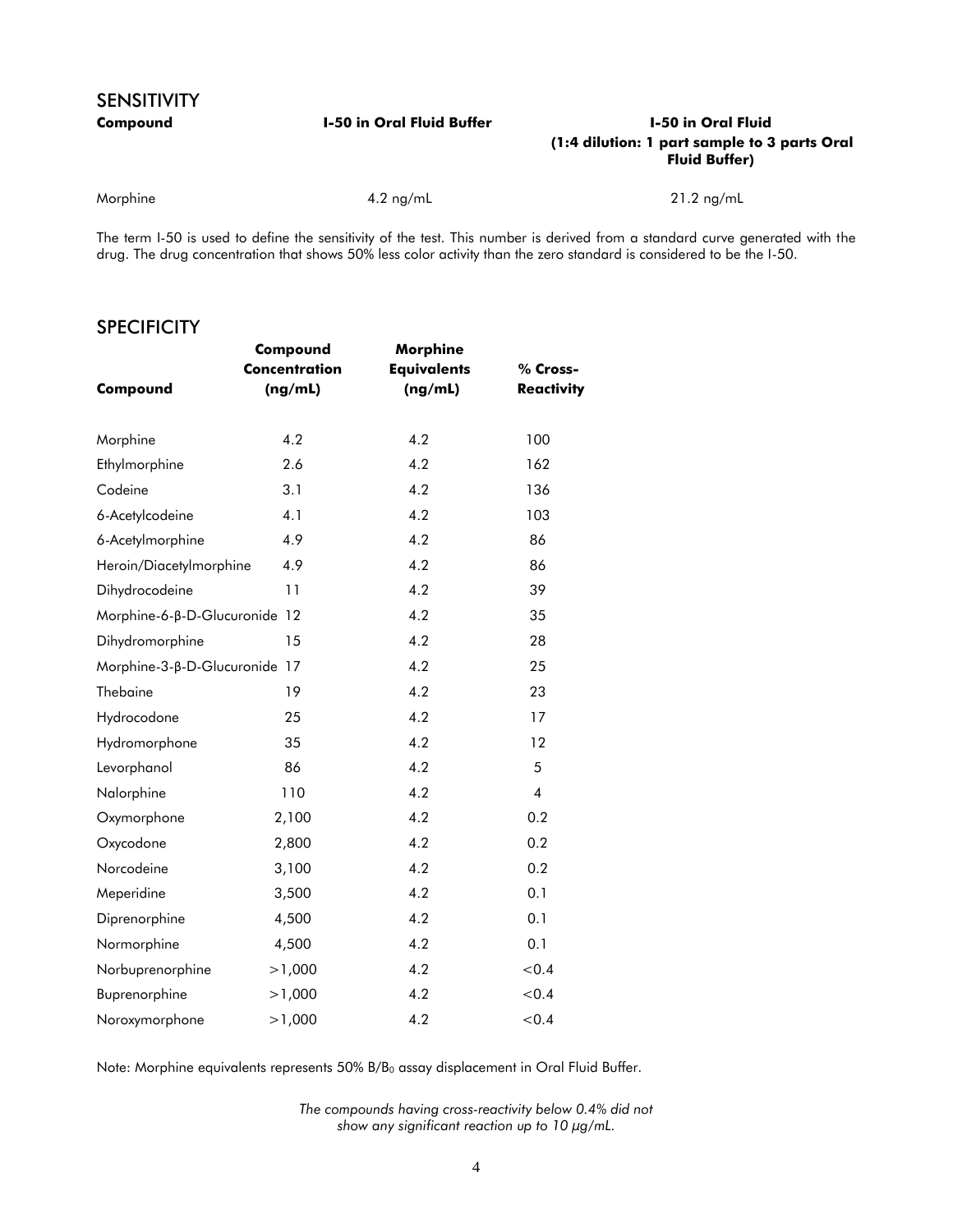## SENSITIVITY

| Compound | I-50 in Oral Fluid Buffer | I-50 in Oral Fluid (1:4 dilution: 1 part sample to 3 parts Oral Fluid Buffer) |
|---|---|---|
| Morphine | 4.2 ng/mL | 21.2 ng/mL |

The term I-50 is used to define the sensitivity of the test. This number is derived from a standard curve generated with the drug. The drug concentration that shows 50% less color activity than the zero standard is considered to be the I-50.

## SPECIFICITY

| Compound | Compound Concentration (ng/mL) | Morphine Equivalents (ng/mL) | % Cross-Reactivity |
|---|---|---|---|
| Morphine | 4.2 | 4.2 | 100 |
| Ethylmorphine | 2.6 | 4.2 | 162 |
| Codeine | 3.1 | 4.2 | 136 |
| 6-Acetylcodeine | 4.1 | 4.2 | 103 |
| 6-Acetylmorphine | 4.9 | 4.2 | 86 |
| Heroin/Diacetylmorphine | 4.9 | 4.2 | 86 |
| Dihydrocodeine | 11 | 4.2 | 39 |
| Morphine-6-β-D-Glucuronide | 12 | 4.2 | 35 |
| Dihydromorphine | 15 | 4.2 | 28 |
| Morphine-3-β-D-Glucuronide | 17 | 4.2 | 25 |
| Thebaine | 19 | 4.2 | 23 |
| Hydrocodone | 25 | 4.2 | 17 |
| Hydromorphone | 35 | 4.2 | 12 |
| Levorphanol | 86 | 4.2 | 5 |
| Nalorphine | 110 | 4.2 | 4 |
| Oxymorphone | 2,100 | 4.2 | 0.2 |
| Oxycodone | 2,800 | 4.2 | 0.2 |
| Norcodeine | 3,100 | 4.2 | 0.2 |
| Meperidine | 3,500 | 4.2 | 0.1 |
| Diprenorphine | 4,500 | 4.2 | 0.1 |
| Normorphine | 4,500 | 4.2 | 0.1 |
| Norbuprenorphine | >1,000 | 4.2 | <0.4 |
| Buprenorphine | >1,000 | 4.2 | <0.4 |
| Noroxymorphone | >1,000 | 4.2 | <0.4 |

Note: Morphine equivalents represents 50% $B/B_0$ assay displacement in Oral Fluid Buffer.

*The compounds having cross-reactivity below 0.4% did not show any significant reaction up to 10 µg/mL.*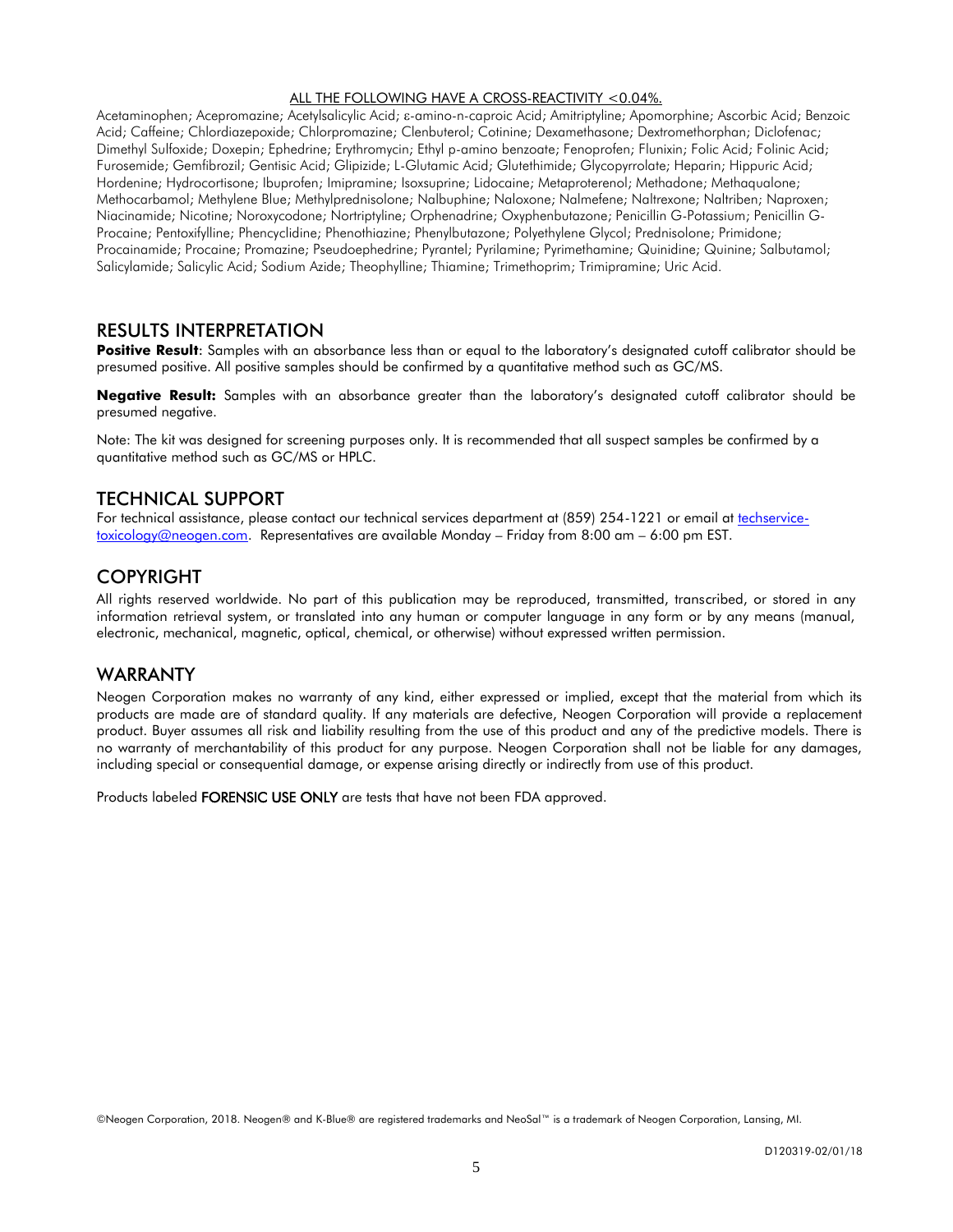<u>ALL THE FOLLOWING HAVE A CROSS-REACTIVITY <0.04%.</u>

Acetaminophen; Acepromazine; Acetylsalicylic Acid; ε-amino-n-caproic Acid; Amitriptyline; Apomorphine; Ascorbic Acid; Benzoic Acid; Caffeine; Chlordiazepoxide; Chlorpromazine; Clenbuterol; Cotinine; Dexamethasone; Dextromethorphan; Diclofenac; Dimethyl Sulfoxide; Doxepin; Ephedrine; Erythromycin; Ethyl p-amino benzoate; Fenoprofen; Flunixin; Folic Acid; Folinic Acid; Furosemide; Gemfibrozil; Gentisic Acid; Glipizide; L-Glutamic Acid; Glutethimide; Glycopyrrolate; Heparin; Hippuric Acid; Hordenine; Hydrocortisone; Ibuprofen; Imipramine; Isoxsuprine; Lidocaine; Metaproterenol; Methadone; Methaqualone; Methocarbamol; Methylene Blue; Methylprednisolone; Nalbuphine; Naloxone; Nalmefene; Naltrexone; Naltriben; Naproxen; Niacinamide; Nicotine; Noroxycodone; Nortriptyline; Orphenadrine; Oxyphenbutazone; Penicillin G-Potassium; Penicillin G-Procaine; Pentoxifylline; Phencyclidine; Phenothiazine; Phenylbutazone; Polyethylene Glycol; Prednisolone; Primidone; Procainamide; Procaine; Promazine; Pseudoephedrine; Pyrantel; Pyrilamine; Pyrimethamine; Quinidine; Quinine; Salbutamol; Salicylamide; Salicylic Acid; Sodium Azide; Theophylline; Thiamine; Trimethoprim; Trimipramine; Uric Acid.

## RESULTS INTERPRETATION

**Positive Result**: Samples with an absorbance less than or equal to the laboratory's designated cutoff calibrator should be presumed positive. All positive samples should be confirmed by a quantitative method such as GC/MS.

**Negative Result:** Samples with an absorbance greater than the laboratory's designated cutoff calibrator should be presumed negative.

Note: The kit was designed for screening purposes only. It is recommended that all suspect samples be confirmed by a quantitative method such as GC/MS or HPLC.

## TECHNICAL SUPPORT

For technical assistance, please contact our technical services department at (859) 254-1221 or email at techservice-toxicology@neogen.com. Representatives are available Monday – Friday from 8:00 am – 6:00 pm EST.

## COPYRIGHT

All rights reserved worldwide. No part of this publication may be reproduced, transmitted, transcribed, or stored in any information retrieval system, or translated into any human or computer language in any form or by any means (manual, electronic, mechanical, magnetic, optical, chemical, or otherwise) without expressed written permission.

## WARRANTY

Neogen Corporation makes no warranty of any kind, either expressed or implied, except that the material from which its products are made are of standard quality. If any materials are defective, Neogen Corporation will provide a replacement product. Buyer assumes all risk and liability resulting from the use of this product and any of the predictive models. There is no warranty of merchantability of this product for any purpose. Neogen Corporation shall not be liable for any damages, including special or consequential damage, or expense arising directly or indirectly from use of this product.

Products labeled **FORENSIC USE ONLY** are tests that have not been FDA approved.

©Neogen Corporation, 2018. Neogen® and K-Blue® are registered trademarks and NeoSal™ is a trademark of Neogen Corporation, Lansing, MI.

D120319-02/01/18